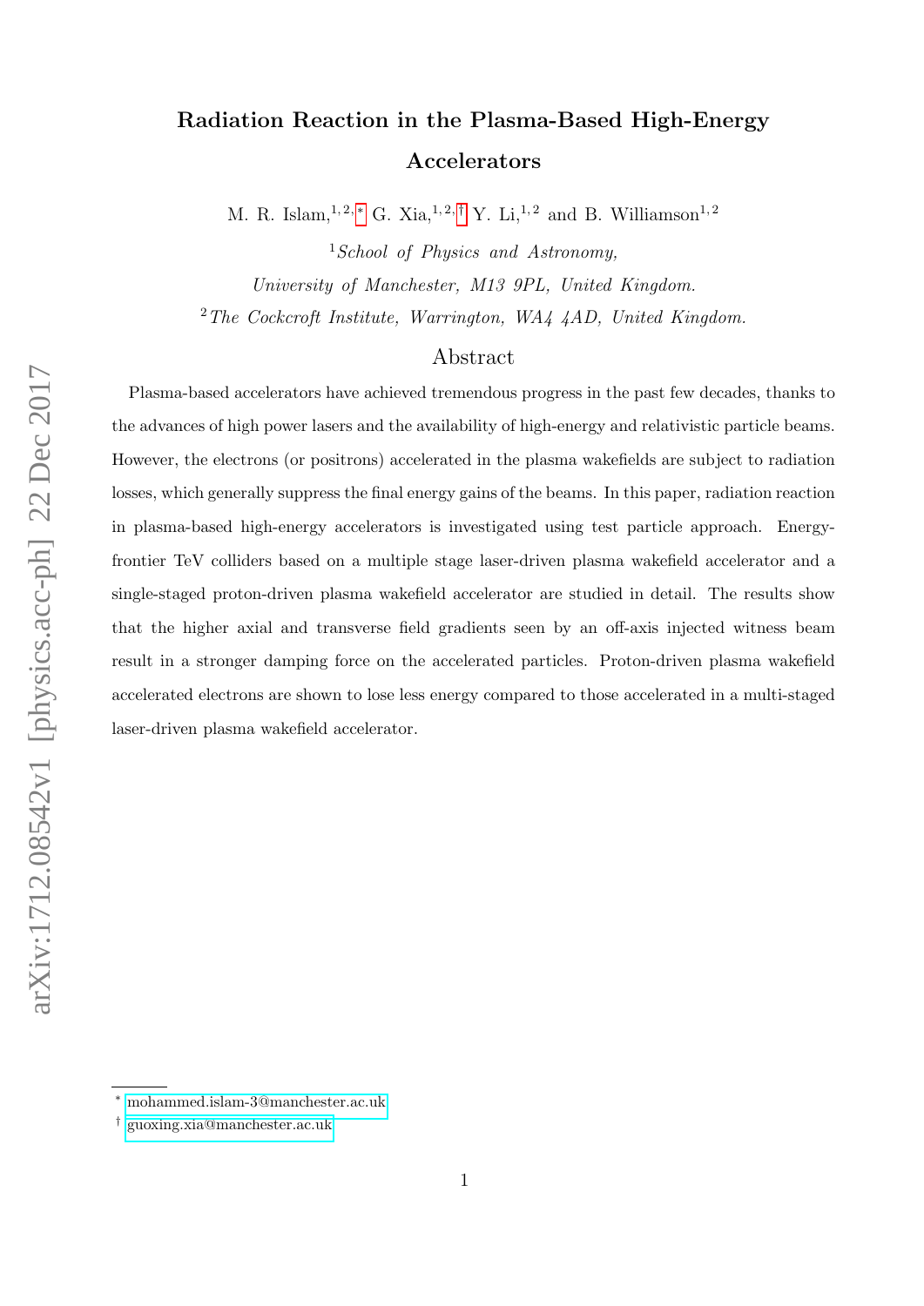# Radiation Reaction in the Plasma-Based High-Energy Accelerators

M. R. Islam,[1,2,*] G. Xia,[1,2,†] Y. Li,[1,2] and B. Williamson[1,2]

[1] *School of Physics and Astronomy, University of Manchester, M13 9PL, United Kingdom.*

[2] *The Cockcroft Institute, Warrington, WA4 4AD, United Kingdom.*

## Abstract

Plasma-based accelerators have achieved tremendous progress in the past few decades, thanks to the advances of high power lasers and the availability of high-energy and relativistic particle beams. However, the electrons (or positrons) accelerated in the plasma wakefields are subject to radiation losses, which generally suppress the final energy gains of the beams. In this paper, radiation reaction in plasma-based high-energy accelerators is investigated using test particle approach. Energy-frontier TeV colliders based on a multiple stage laser-driven plasma wakefield accelerator and a single-staged proton-driven plasma wakefield accelerator are studied in detail. The results show that the higher axial and transverse field gradients seen by an off-axis injected witness beam result in a stronger damping force on the accelerated particles. Proton-driven plasma wakefield accelerated electrons are shown to lose less energy compared to those accelerated in a multi-staged laser-driven plasma wakefield accelerator.

---

* mohammed.islam-3@manchester.ac.uk

† guoxing.xia@manchester.ac.uk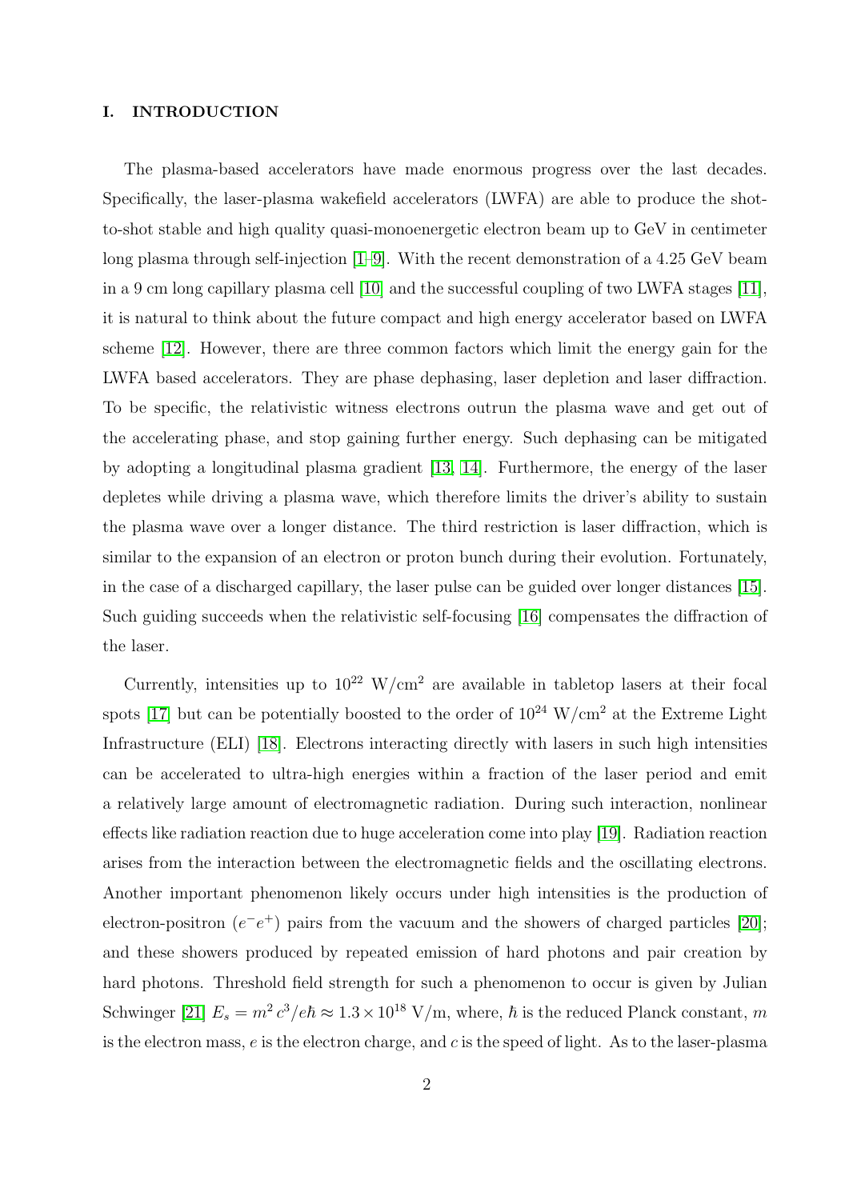## I. INTRODUCTION

The plasma-based accelerators have made enormous progress over the last decades. Specifically, the laser-plasma wakefield accelerators (LWFA) are able to produce the shot-to-shot stable and high quality quasi-monoenergetic electron beam up to GeV in centimeter long plasma through self-injection [1–9]. With the recent demonstration of a 4.25 GeV beam in a 9 cm long capillary plasma cell [10] and the successful coupling of two LWFA stages [11], it is natural to think about the future compact and high energy accelerator based on LWFA scheme [12]. However, there are three common factors which limit the energy gain for the LWFA based accelerators. They are phase dephasing, laser depletion and laser diffraction. To be specific, the relativistic witness electrons outrun the plasma wave and get out of the accelerating phase, and stop gaining further energy. Such dephasing can be mitigated by adopting a longitudinal plasma gradient [13, 14]. Furthermore, the energy of the laser depletes while driving a plasma wave, which therefore limits the driver's ability to sustain the plasma wave over a longer distance. The third restriction is laser diffraction, which is similar to the expansion of an electron or proton bunch during their evolution. Fortunately, in the case of a discharged capillary, the laser pulse can be guided over longer distances [15]. Such guiding succeeds when the relativistic self-focusing [16] compensates the diffraction of the laser.

Currently, intensities up to $10^{22}$ W/cm$^2$ are available in tabletop lasers at their focal spots [17] but can be potentially boosted to the order of $10^{24}$ W/cm$^2$ at the Extreme Light Infrastructure (ELI) [18]. Electrons interacting directly with lasers in such high intensities can be accelerated to ultra-high energies within a fraction of the laser period and emit a relatively large amount of electromagnetic radiation. During such interaction, nonlinear effects like radiation reaction due to huge acceleration come into play [19]. Radiation reaction arises from the interaction between the electromagnetic fields and the oscillating electrons. Another important phenomenon likely occurs under high intensities is the production of electron-positron ($e^-e^+$) pairs from the vacuum and the showers of charged particles [20]; and these showers produced by repeated emission of hard photons and pair creation by hard photons. Threshold field strength for such a phenomenon to occur is given by Julian Schwinger [21] $E_s = m^2 c^3/e\hbar \approx 1.3 \times 10^{18}$ V/m, where, $\hbar$ is the reduced Planck constant, $m$ is the electron mass, $e$ is the electron charge, and $c$ is the speed of light. As to the laser-plasma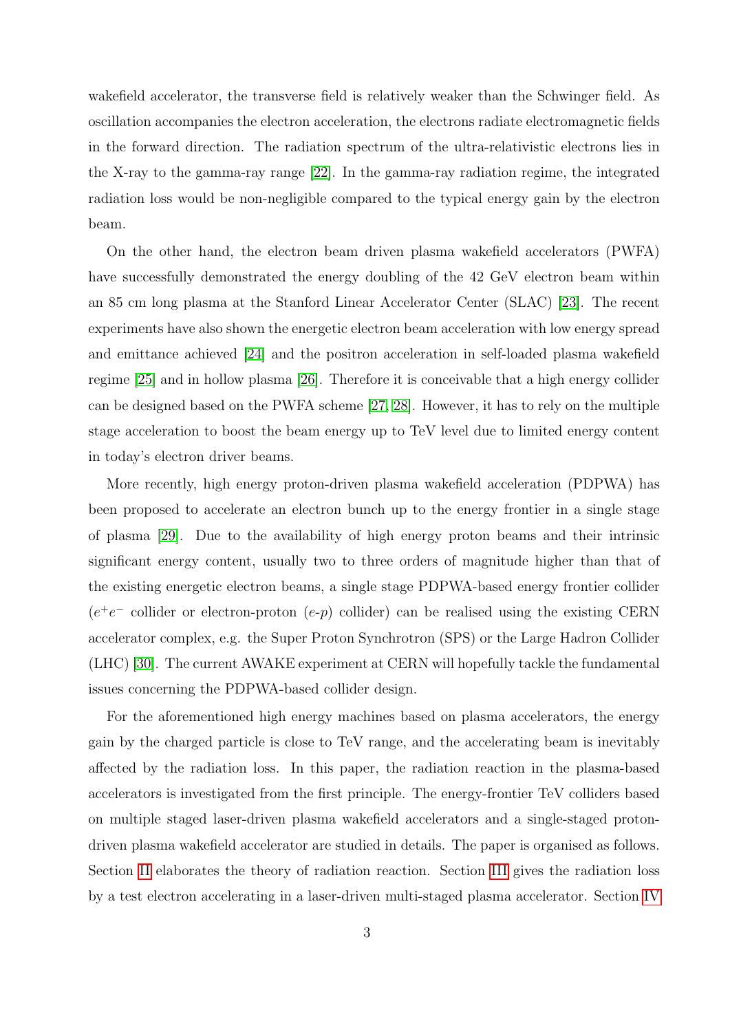wakefield accelerator, the transverse field is relatively weaker than the Schwinger field. As oscillation accompanies the electron acceleration, the electrons radiate electromagnetic fields in the forward direction. The radiation spectrum of the ultra-relativistic electrons lies in the X-ray to the gamma-ray range [22]. In the gamma-ray radiation regime, the integrated radiation loss would be non-negligible compared to the typical energy gain by the electron beam.

On the other hand, the electron beam driven plasma wakefield accelerators (PWFA) have successfully demonstrated the energy doubling of the 42 GeV electron beam within an 85 cm long plasma at the Stanford Linear Accelerator Center (SLAC) [23]. The recent experiments have also shown the energetic electron beam acceleration with low energy spread and emittance achieved [24] and the positron acceleration in self-loaded plasma wakefield regime [25] and in hollow plasma [26]. Therefore it is conceivable that a high energy collider can be designed based on the PWFA scheme [27, 28]. However, it has to rely on the multiple stage acceleration to boost the beam energy up to TeV level due to limited energy content in today's electron driver beams.

More recently, high energy proton-driven plasma wakefield acceleration (PDPWA) has been proposed to accelerate an electron bunch up to the energy frontier in a single stage of plasma [29]. Due to the availability of high energy proton beams and their intrinsic significant energy content, usually two to three orders of magnitude higher than that of the existing energetic electron beams, a single stage PDPWA-based energy frontier collider ($e^+e^-$ collider or electron-proton ($e$-$p$) collider) can be realised using the existing CERN accelerator complex, e.g. the Super Proton Synchrotron (SPS) or the Large Hadron Collider (LHC) [30]. The current AWAKE experiment at CERN will hopefully tackle the fundamental issues concerning the PDPWA-based collider design.

For the aforementioned high energy machines based on plasma accelerators, the energy gain by the charged particle is close to TeV range, and the accelerating beam is inevitably affected by the radiation loss. In this paper, the radiation reaction in the plasma-based accelerators is investigated from the first principle. The energy-frontier TeV colliders based on multiple staged laser-driven plasma wakefield accelerators and a single-staged proton-driven plasma wakefield accelerator are studied in details. The paper is organised as follows. Section II elaborates the theory of radiation reaction. Section III gives the radiation loss by a test electron accelerating in a laser-driven multi-staged plasma accelerator. Section IV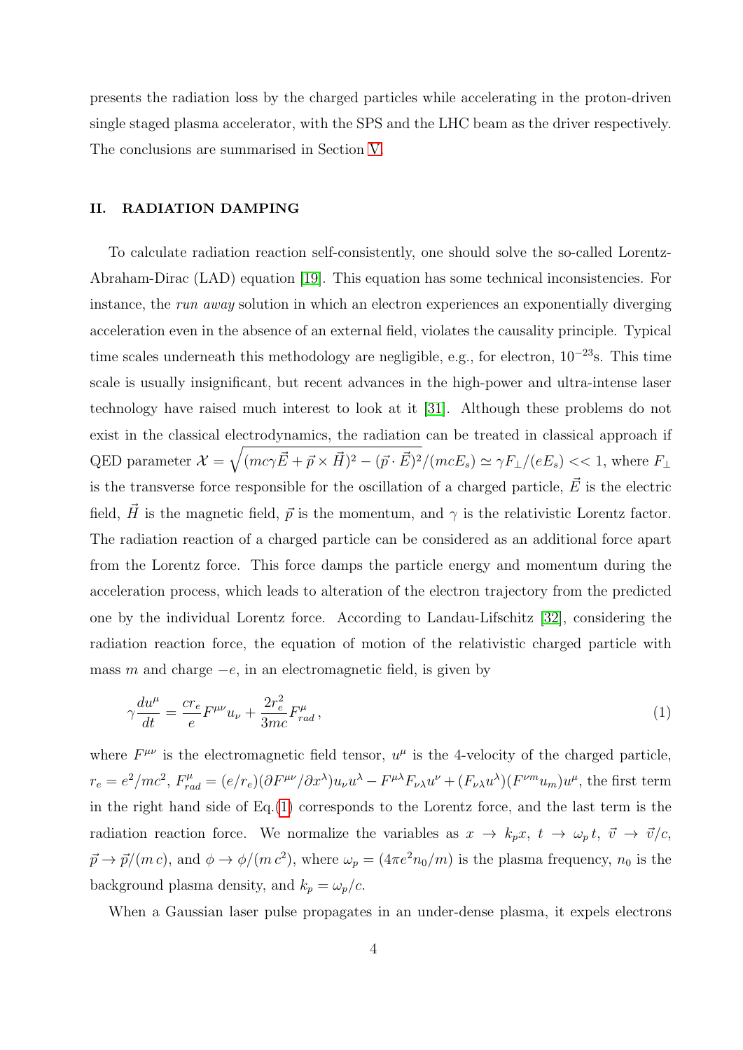presents the radiation loss by the charged particles while accelerating in the proton-driven single staged plasma accelerator, with the SPS and the LHC beam as the driver respectively. The conclusions are summarised in Section V.

## II. RADIATION DAMPING

To calculate radiation reaction self-consistently, one should solve the so-called Lorentz-Abraham-Dirac (LAD) equation [19]. This equation has some technical inconsistencies. For instance, the *run away* solution in which an electron experiences an exponentially diverging acceleration even in the absence of an external field, violates the causality principle. Typical time scales underneath this methodology are negligible, e.g., for electron, $10^{-23}$s. This time scale is usually insignificant, but recent advances in the high-power and ultra-intense laser technology have raised much interest to look at it [31]. Although these problems do not exist in the classical electrodynamics, the radiation can be treated in classical approach if QED parameter $\mathcal{X} = \sqrt{(mc\gamma\vec{E} + \vec{p}\times\vec{H})^2 - (\vec{p}\cdot\vec{E})^2}/(mcE_s) \simeq \gamma F_\perp/(eE_s) << 1$, where $F_\perp$ is the transverse force responsible for the oscillation of a charged particle, $\vec{E}$ is the electric field, $\vec{H}$ is the magnetic field, $\vec{p}$ is the momentum, and $\gamma$ is the relativistic Lorentz factor. The radiation reaction of a charged particle can be considered as an additional force apart from the Lorentz force. This force damps the particle energy and momentum during the acceleration process, which leads to alteration of the electron trajectory from the predicted one by the individual Lorentz force. According to Landau-Lifschitz [32], considering the radiation reaction force, the equation of motion of the relativistic charged particle with mass $m$ and charge $-e$, in an electromagnetic field, is given by

$$\gamma\frac{du^\mu}{dt} = \frac{cr_e}{e}F^{\mu\nu}u_\nu + \frac{2r_e^2}{3mc}F^\mu_{rad}\,, \tag{1}$$

where $F^{\mu\nu}$ is the electromagnetic field tensor, $u^\mu$ is the 4-velocity of the charged particle, $r_e = e^2/mc^2$, $F^\mu_{rad} = (e/r_e)(\partial F^{\mu\nu}/\partial x^\lambda)u_\nu u^\lambda - F^{\mu\lambda}F_{\nu\lambda}u^\nu + (F_{\nu\lambda}u^\lambda)(F^{\nu m}u_m)u^\mu$, the first term in the right hand side of Eq.(1) corresponds to the Lorentz force, and the last term is the radiation reaction force. We normalize the variables as $x \to k_p x$, $t \to \omega_p t$, $\vec{v} \to \vec{v}/c$, $\vec{p} \to \vec{p}/(m\,c)$, and $\phi \to \phi/(m\,c^2)$, where $\omega_p = (4\pi e^2 n_0/m)$ is the plasma frequency, $n_0$ is the background plasma density, and $k_p = \omega_p/c$.

When a Gaussian laser pulse propagates in an under-dense plasma, it expels electrons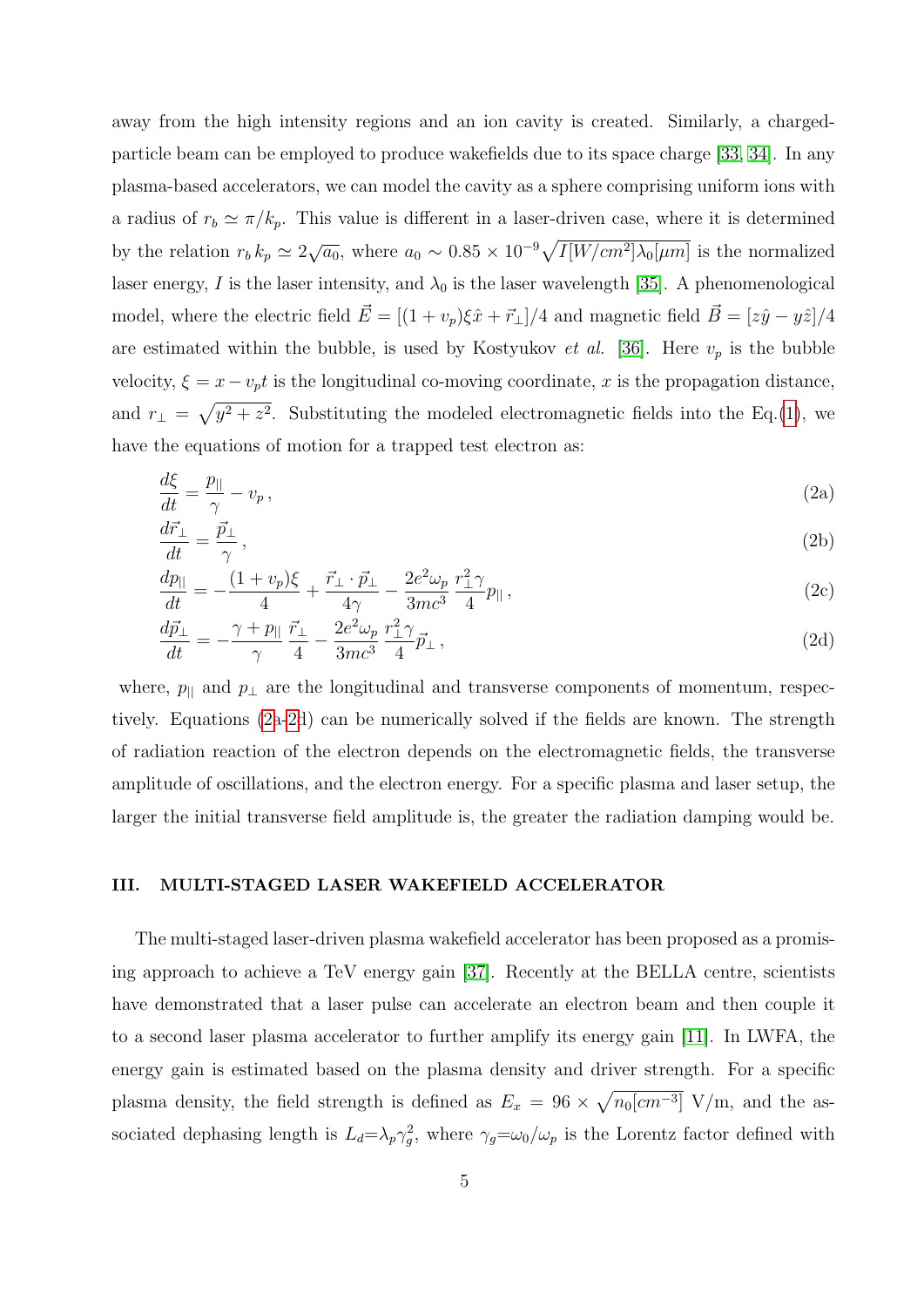away from the high intensity regions and an ion cavity is created. Similarly, a charged-particle beam can be employed to produce wakefields due to its space charge [33, 34]. In any plasma-based accelerators, we can model the cavity as a sphere comprising uniform ions with a radius of $r_b \simeq \pi/k_p$. This value is different in a laser-driven case, where it is determined by the relation $r_b\, k_p \simeq 2\sqrt{a_0}$, where $a_0 \sim 0.85 \times 10^{-9}\sqrt{I[W/cm^2]}\lambda_0[\mu m]$ is the normalized laser energy, $I$ is the laser intensity, and $\lambda_0$ is the laser wavelength [35]. A phenomenological model, where the electric field $\vec{E} = [(1+v_p)\xi\hat{x} + \vec{r}_\perp]/4$ and magnetic field $\vec{B} = [z\hat{y} - y\hat{z}]/4$ are estimated within the bubble, is used by Kostyukov *et al.* [36]. Here $v_p$ is the bubble velocity, $\xi = x - v_p t$ is the longitudinal co-moving coordinate, $x$ is the propagation distance, and $r_\perp = \sqrt{y^2+z^2}$. Substituting the modeled electromagnetic fields into the Eq.(1), we have the equations of motion for a trapped test electron as:

$$\frac{d\xi}{dt} = \frac{p_{||}}{\gamma} - v_p\,, \tag{2a}$$

$$\frac{d\vec{r}_\perp}{dt} = \frac{\vec{p}_\perp}{\gamma}\,, \tag{2b}$$

$$\frac{dp_{||}}{dt} = -\frac{(1+v_p)\xi}{4} + \frac{\vec{r}_\perp \cdot \vec{p}_\perp}{4\gamma} - \frac{2e^2\omega_p}{3mc^3}\,\frac{r_\perp^2\gamma}{4}p_{||}\,, \tag{2c}$$

$$\frac{d\vec{p}_\perp}{dt} = -\frac{\gamma + p_{||}}{\gamma}\,\frac{\vec{r}_\perp}{4} - \frac{2e^2\omega_p}{3mc^3}\,\frac{r_\perp^2\gamma}{4}\vec{p}_\perp\,, \tag{2d}$$

where, $p_{||}$ and $p_\perp$ are the longitudinal and transverse components of momentum, respectively. Equations (2a-2d) can be numerically solved if the fields are known. The strength of radiation reaction of the electron depends on the electromagnetic fields, the transverse amplitude of oscillations, and the electron energy. For a specific plasma and laser setup, the larger the initial transverse field amplitude is, the greater the radiation damping would be.

## III. MULTI-STAGED LASER WAKEFIELD ACCELERATOR

The multi-staged laser-driven plasma wakefield accelerator has been proposed as a promising approach to achieve a TeV energy gain [37]. Recently at the BELLA centre, scientists have demonstrated that a laser pulse can accelerate an electron beam and then couple it to a second laser plasma accelerator to further amplify its energy gain [11]. In LWFA, the energy gain is estimated based on the plasma density and driver strength. For a specific plasma density, the field strength is defined as $E_x = 96 \times \sqrt{n_0[cm^{-3}]}$ V/m, and the associated dephasing length is $L_d$=$\lambda_p\gamma_g^2$, where $\gamma_g$=$\omega_0/\omega_p$ is the Lorentz factor defined with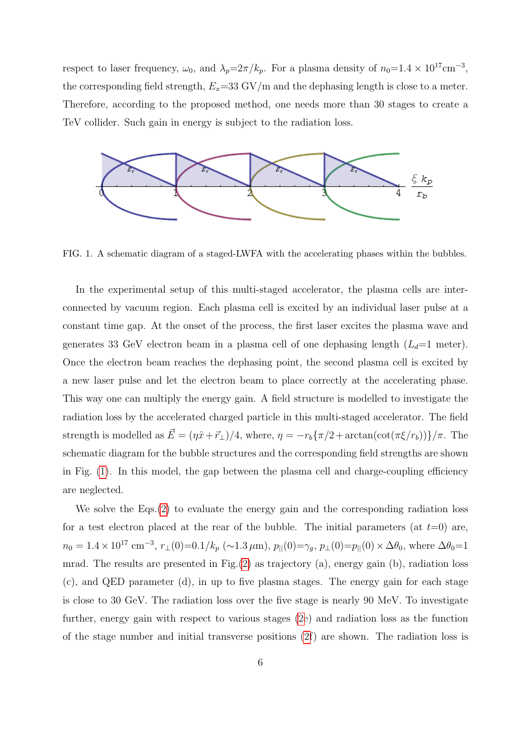respect to laser frequency, $\omega_0$, and $\lambda_p$=$2\pi/k_p$. For a plasma density of $n_0$=$1.4\times10^{17}$cm$^{-3}$, the corresponding field strength, $E_x$=33 GV/m and the dephasing length is close to a meter. Therefore, according to the proposed method, one needs more than 30 stages to create a TeV collider. Such gain in energy is subject to the radiation loss.

FIG. 1. A schematic diagram of a staged-LWFA with the accelerating phases within the bubbles.

In the experimental setup of this multi-staged accelerator, the plasma cells are interconnected by vacuum region. Each plasma cell is excited by an individual laser pulse at a constant time gap. At the onset of the process, the first laser excites the plasma wave and generates 33 GeV electron beam in a plasma cell of one dephasing length ($L_d$=1 meter). Once the electron beam reaches the dephasing point, the second plasma cell is excited by a new laser pulse and let the electron beam to place correctly at the accelerating phase. This way one can multiply the energy gain. A field structure is modelled to investigate the radiation loss by the accelerated charged particle in this multi-staged accelerator. The field strength is modelled as $\vec{E}=(\eta\hat{x}+\vec{r}_\perp)/4$, where, $\eta=-r_b\{\pi/2+\arctan(\cot(\pi\xi/r_b))\}/\pi$. The schematic diagram for the bubble structures and the corresponding field strengths are shown in Fig. (1). In this model, the gap between the plasma cell and charge-coupling efficiency are neglected.

We solve the Eqs.(2) to evaluate the energy gain and the corresponding radiation loss for a test electron placed at the rear of the bubble. The initial parameters (at $t$=0) are, $n_0=1.4\times10^{17}$ cm$^{-3}$, $r_\perp(0)$=$0.1/k_p$ ($\sim$1.3 $\mu$m), $p_{||}(0)$=$\gamma_g$, $p_\perp(0)$=$p_{||}(0)\times\Delta\theta_0$, where $\Delta\theta_0$=1 mrad. The results are presented in Fig.(2) as trajectory (a), energy gain (b), radiation loss (c), and QED parameter (d), in up to five plasma stages. The energy gain for each stage is close to 30 GeV. The radiation loss over the five stage is nearly 90 MeV. To investigate further, energy gain with respect to various stages (2e) and radiation loss as the function of the stage number and initial transverse positions (2f) are shown. The radiation loss is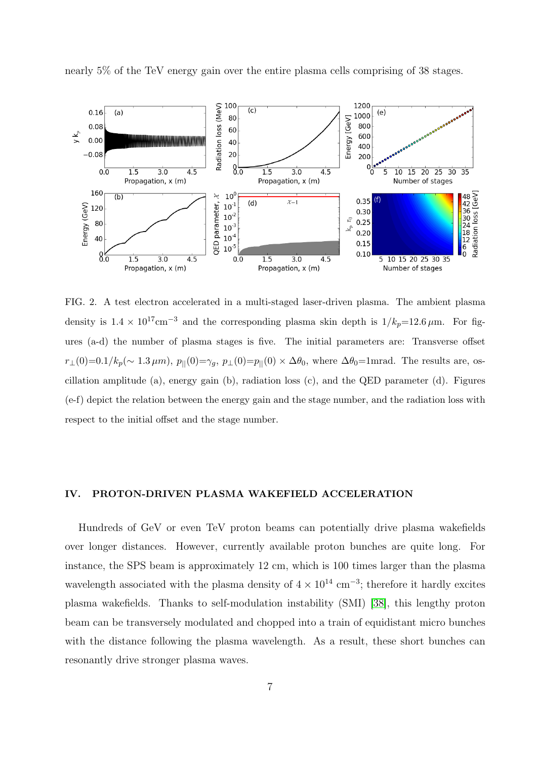nearly 5% of the TeV energy gain over the entire plasma cells comprising of 38 stages.

FIG. 2. A test electron accelerated in a multi-staged laser-driven plasma. The ambient plasma density is $1.4 \times 10^{17}\text{cm}^{-3}$ and the corresponding plasma skin depth is $1/k_p$=12.6 $\mu$m. For figures (a-d) the number of plasma stages is five. The initial parameters are: Transverse offset $r_\perp(0)$=$0.1/k_p$($\sim 1.3\,\mu m$), $p_{||}(0)$=$\gamma_g$, $p_\perp(0)$=$p_{||}(0) \times \Delta\theta_0$, where $\Delta\theta_0$=1mrad. The results are, oscillation amplitude (a), energy gain (b), radiation loss (c), and the QED parameter (d). Figures (e-f) depict the relation between the energy gain and the stage number, and the radiation loss with respect to the initial offset and the stage number.

## IV. PROTON-DRIVEN PLASMA WAKEFIELD ACCELERATION

Hundreds of GeV or even TeV proton beams can potentially drive plasma wakefields over longer distances. However, currently available proton bunches are quite long. For instance, the SPS beam is approximately 12 cm, which is 100 times larger than the plasma wavelength associated with the plasma density of $4 \times 10^{14}$ cm$^{-3}$; therefore it hardly excites plasma wakefields. Thanks to self-modulation instability (SMI) [38], this lengthy proton beam can be transversely modulated and chopped into a train of equidistant micro bunches with the distance following the plasma wavelength. As a result, these short bunches can resonantly drive stronger plasma waves.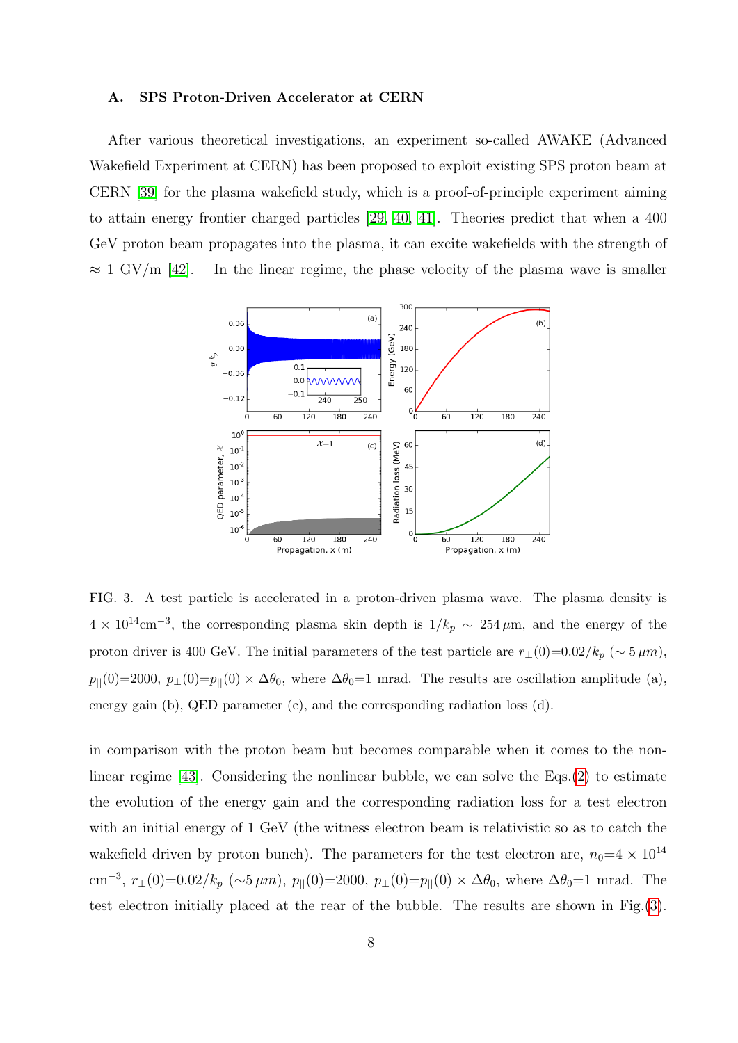### A. SPS Proton-Driven Accelerator at CERN

After various theoretical investigations, an experiment so-called AWAKE (Advanced Wakefield Experiment at CERN) has been proposed to exploit existing SPS proton beam at CERN [39] for the plasma wakefield study, which is a proof-of-principle experiment aiming to attain energy frontier charged particles [29, 40, 41]. Theories predict that when a 400 GeV proton beam propagates into the plasma, it can excite wakefields with the strength of $\approx$ 1 GV/m [42]. In the linear regime, the phase velocity of the plasma wave is smaller in comparison with the proton beam but becomes comparable when it comes to the nonlinear regime [43]. Considering the nonlinear bubble, we can solve the Eqs.(2) to estimate the evolution of the energy gain and the corresponding radiation loss for a test electron with an initial energy of 1 GeV (the witness electron beam is relativistic so as to catch the wakefield driven by proton bunch). The parameters for the test electron are, $n_0$=4 $\times$ $10^{14}$ cm$^{-3}$, $r_\perp(0)$=0.02/$k_p$ ($\sim$5 $\mu m$), $p_{||}(0)$=2000, $p_\perp(0)$=$p_{||}(0)$ $\times$ $\Delta\theta_0$, where $\Delta\theta_0$=1 mrad. The test electron initially placed at the rear of the bubble. The results are shown in Fig.(3).

FIG. 3. A test particle is accelerated in a proton-driven plasma wave. The plasma density is $4 \times 10^{14}$cm$^{-3}$, the corresponding plasma skin depth is $1/k_p \sim 254\,\mu$m, and the energy of the proton driver is 400 GeV. The initial parameters of the test particle are $r_\perp(0)$=0.02/$k_p$ ($\sim 5\,\mu m$), $p_{||}(0)$=2000, $p_\perp(0)$=$p_{||}(0)$ $\times$ $\Delta\theta_0$, where $\Delta\theta_0$=1 mrad. The results are oscillation amplitude (a), energy gain (b), QED parameter (c), and the corresponding radiation loss (d).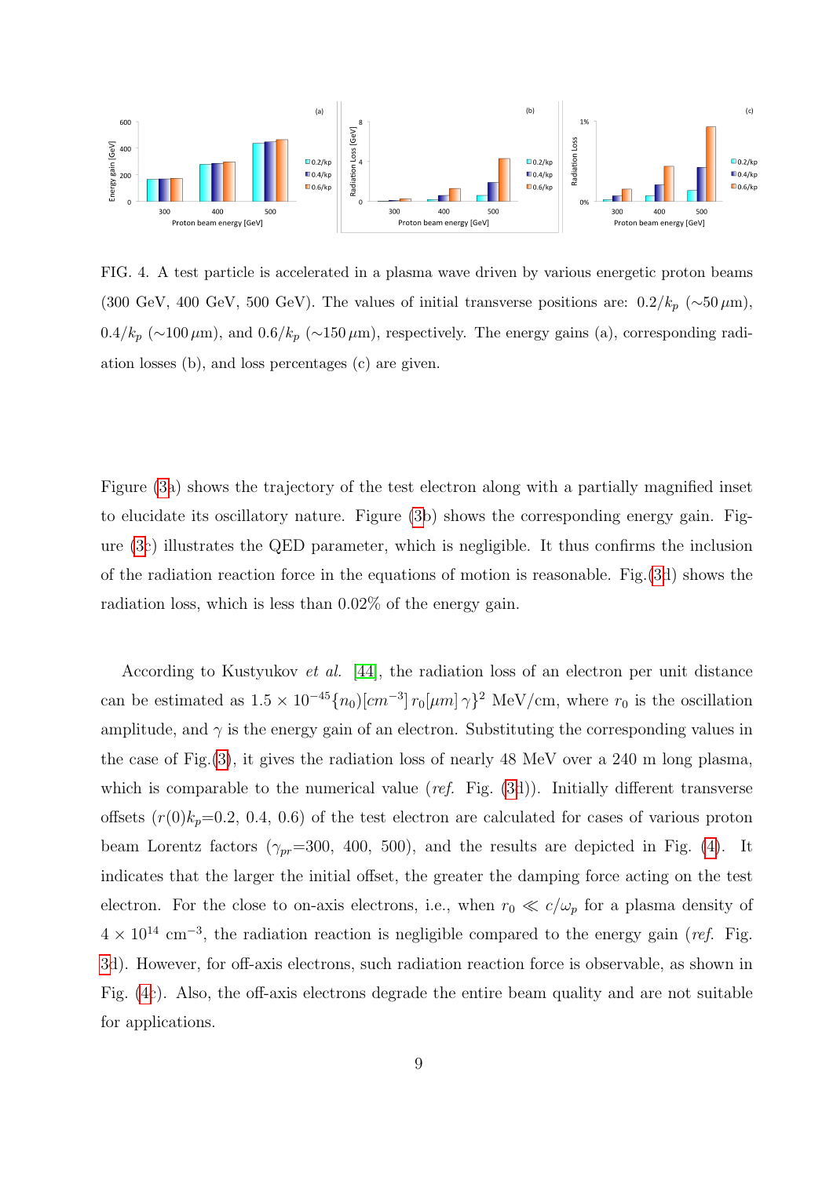FIG. 4. A test particle is accelerated in a plasma wave driven by various energetic proton beams (300 GeV, 400 GeV, 500 GeV). The values of initial transverse positions are: $0.2/k_p$ ($\sim$50 $\mu$m), $0.4/k_p$ ($\sim$100 $\mu$m), and $0.6/k_p$ ($\sim$150 $\mu$m), respectively. The energy gains (a), corresponding radiation losses (b), and loss percentages (c) are given.

Figure (3a) shows the trajectory of the test electron along with a partially magnified inset to elucidate its oscillatory nature. Figure (3b) shows the corresponding energy gain. Figure (3c) illustrates the QED parameter, which is negligible. It thus confirms the inclusion of the radiation reaction force in the equations of motion is reasonable. Fig.(3d) shows the radiation loss, which is less than 0.02% of the energy gain.

According to Kustyukov *et al.* [44], the radiation loss of an electron per unit distance can be estimated as $1.5 \times 10^{-45}\{n_0)[cm^{-3}]\, r_0[\mu m]\, \gamma\}^2$ MeV/cm, where $r_0$ is the oscillation amplitude, and $\gamma$ is the energy gain of an electron. Substituting the corresponding values in the case of Fig.(3), it gives the radiation loss of nearly 48 MeV over a 240 m long plasma, which is comparable to the numerical value (*ref.* Fig. (3d)). Initially different transverse offsets ($r(0)k_p$=0.2, 0.4, 0.6) of the test electron are calculated for cases of various proton beam Lorentz factors ($\gamma_{pr}$=300, 400, 500), and the results are depicted in Fig. (4). It indicates that the larger the initial offset, the greater the damping force acting on the test electron. For the close to on-axis electrons, i.e., when $r_0 \ll c/\omega_p$ for a plasma density of $4 \times 10^{14}$ cm$^{-3}$, the radiation reaction is negligible compared to the energy gain (*ref.* Fig. 3d). However, for off-axis electrons, such radiation reaction force is observable, as shown in Fig. (4c). Also, the off-axis electrons degrade the entire beam quality and are not suitable for applications.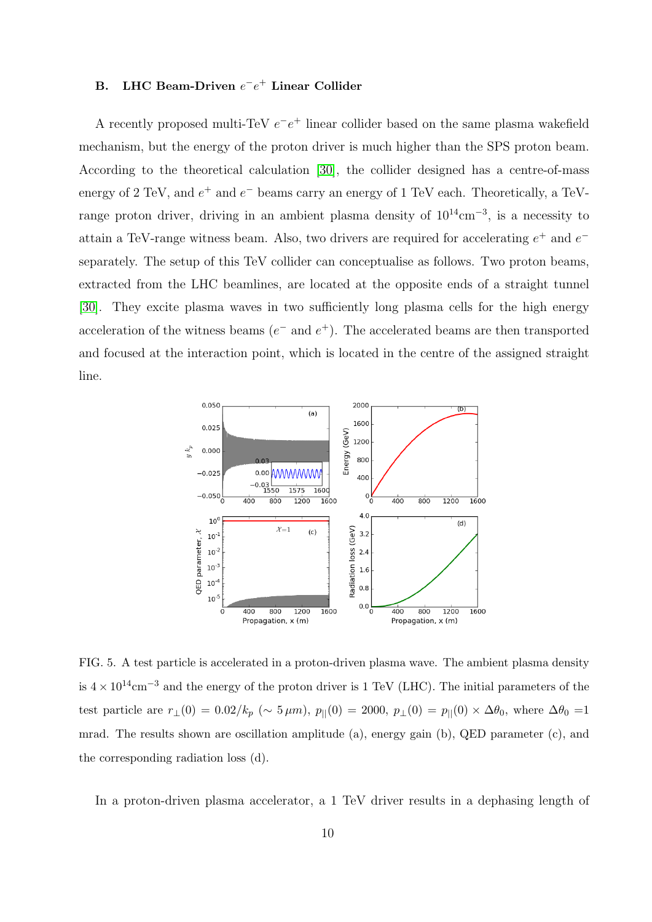### B. LHC Beam-Driven $e^-e^+$ Linear Collider

A recently proposed multi-TeV $e^-e^+$ linear collider based on the same plasma wakefield mechanism, but the energy of the proton driver is much higher than the SPS proton beam. According to the theoretical calculation [30], the collider designed has a centre-of-mass energy of 2 TeV, and $e^+$ and $e^-$ beams carry an energy of 1 TeV each. Theoretically, a TeV-range proton driver, driving in an ambient plasma density of $10^{14}\text{cm}^{-3}$, is a necessity to attain a TeV-range witness beam. Also, two drivers are required for accelerating $e^+$ and $e^-$ separately. The setup of this TeV collider can conceptualise as follows. Two proton beams, extracted from the LHC beamlines, are located at the opposite ends of a straight tunnel [30]. They excite plasma waves in two sufficiently long plasma cells for the high energy acceleration of the witness beams ($e^-$ and $e^+$). The accelerated beams are then transported and focused at the interaction point, which is located in the centre of the assigned straight line.

FIG. 5. A test particle is accelerated in a proton-driven plasma wave. The ambient plasma density is $4 \times 10^{14}\text{cm}^{-3}$ and the energy of the proton driver is 1 TeV (LHC). The initial parameters of the test particle are $r_\perp(0) = 0.02/k_p$ ($\sim 5\,\mu m$), $p_{||}(0) = 2000$, $p_\perp(0) = p_{||}(0) \times \Delta\theta_0$, where $\Delta\theta_0$ =1 mrad. The results shown are oscillation amplitude (a), energy gain (b), QED parameter (c), and the corresponding radiation loss (d).

In a proton-driven plasma accelerator, a 1 TeV driver results in a dephasing length of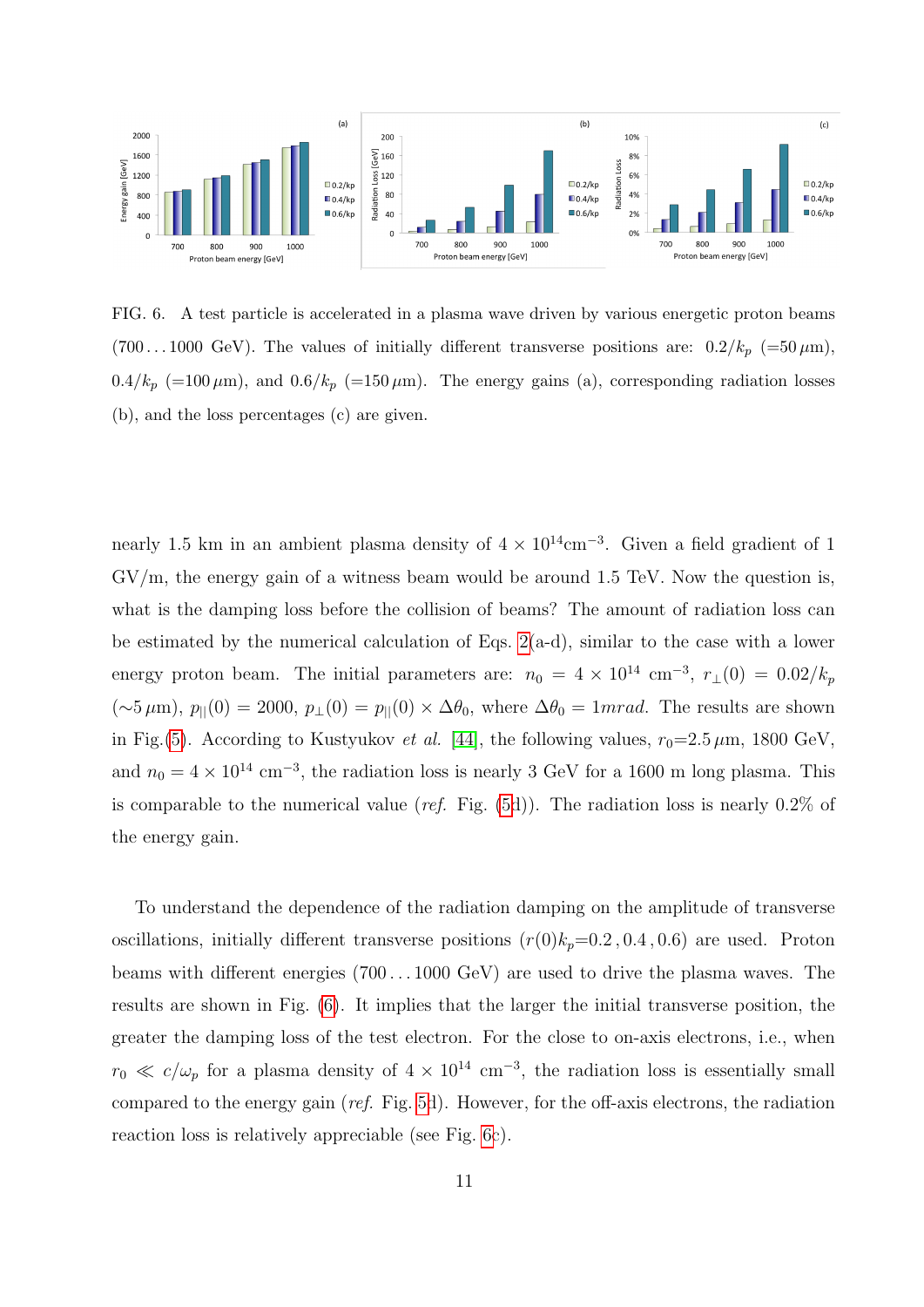FIG. 6. A test particle is accelerated in a plasma wave driven by various energetic proton beams (700 . . . 1000 GeV). The values of initially different transverse positions are: $0.2/k_p$ (=50 $\mu$m), $0.4/k_p$ (=100 $\mu$m), and $0.6/k_p$ (=150 $\mu$m). The energy gains (a), corresponding radiation losses (b), and the loss percentages (c) are given.

nearly 1.5 km in an ambient plasma density of $4 \times 10^{14}$cm$^{-3}$. Given a field gradient of 1 GV/m, the energy gain of a witness beam would be around 1.5 TeV. Now the question is, what is the damping loss before the collision of beams? The amount of radiation loss can be estimated by the numerical calculation of Eqs. 2(a-d), similar to the case with a lower energy proton beam. The initial parameters are: $n_0 = 4 \times 10^{14}$ cm$^{-3}$, $r_\perp(0) = 0.02/k_p$ ($\sim$5 $\mu$m), $p_{||}(0) = 2000$, $p_\perp(0) = p_{||}(0) \times \Delta\theta_0$, where $\Delta\theta_0 = 1mrad$. The results are shown in Fig.(5). According to Kustyukov *et al.* [44], the following values, $r_0$=2.5 $\mu$m, 1800 GeV, and $n_0 = 4 \times 10^{14}$ cm$^{-3}$, the radiation loss is nearly 3 GeV for a 1600 m long plasma. This is comparable to the numerical value (*ref.* Fig. (5d)). The radiation loss is nearly 0.2% of the energy gain.

To understand the dependence of the radiation damping on the amplitude of transverse oscillations, initially different transverse positions ($r(0)k_p$=0.2 , 0.4 , 0.6) are used. Proton beams with different energies (700 . . . 1000 GeV) are used to drive the plasma waves. The results are shown in Fig. (6). It implies that the larger the initial transverse position, the greater the damping loss of the test electron. For the close to on-axis electrons, i.e., when $r_0 \ll c/\omega_p$ for a plasma density of $4 \times 10^{14}$ cm$^{-3}$, the radiation loss is essentially small compared to the energy gain (*ref.* Fig. 5d). However, for the off-axis electrons, the radiation reaction loss is relatively appreciable (see Fig. 6c).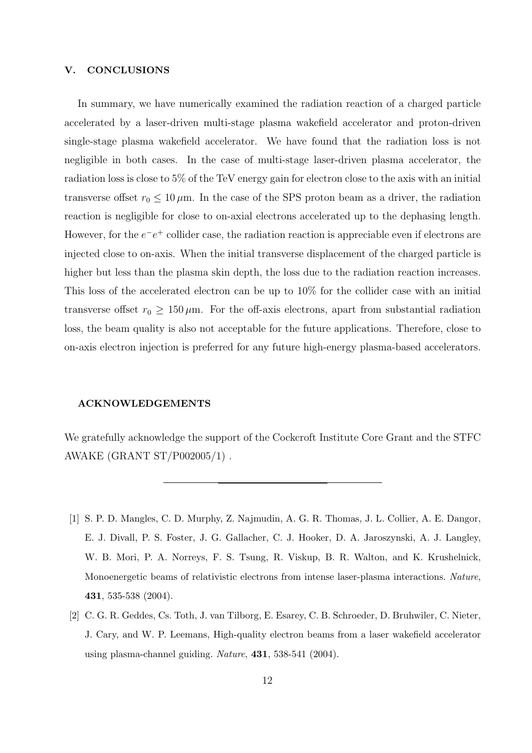## V. CONCLUSIONS

In summary, we have numerically examined the radiation reaction of a charged particle accelerated by a laser-driven multi-stage plasma wakefield accelerator and proton-driven single-stage plasma wakefield accelerator. We have found that the radiation loss is not negligible in both cases. In the case of multi-stage laser-driven plasma accelerator, the radiation loss is close to 5% of the TeV energy gain for electron close to the axis with an initial transverse offset $r_0 \leq 10\,\mu$m. In the case of the SPS proton beam as a driver, the radiation reaction is negligible for close to on-axial electrons accelerated up to the dephasing length. However, for the $e^-e^+$ collider case, the radiation reaction is appreciable even if electrons are injected close to on-axis. When the initial transverse displacement of the charged particle is higher but less than the plasma skin depth, the loss due to the radiation reaction increases. This loss of the accelerated electron can be up to 10% for the collider case with an initial transverse offset $r_0 \geq 150\,\mu$m. For the off-axis electrons, apart from substantial radiation loss, the beam quality is also not acceptable for the future applications. Therefore, close to on-axis electron injection is preferred for any future high-energy plasma-based accelerators.

## ACKNOWLEDGEMENTS

We gratefully acknowledge the support of the Cockcroft Institute Core Grant and the STFC AWAKE (GRANT ST/P002005/1) .

---

[1] S. P. D. Mangles, C. D. Murphy, Z. Najmudin, A. G. R. Thomas, J. L. Collier, A. E. Dangor, E. J. Divall, P. S. Foster, J. G. Gallacher, C. J. Hooker, D. A. Jaroszynski, A. J. Langley, W. B. Mori, P. A. Norreys, F. S. Tsung, R. Viskup, B. R. Walton, and K. Krushelnick, Monoenergetic beams of relativistic electrons from intense laser-plasma interactions. *Nature*, **431**, 535-538 (2004).

[2] C. G. R. Geddes, Cs. Toth, J. van Tilborg, E. Esarey, C. B. Schroeder, D. Bruhwiler, C. Nieter, J. Cary, and W. P. Leemans, High-quality electron beams from a laser wakefield accelerator using plasma-channel guiding. *Nature*, **431**, 538-541 (2004).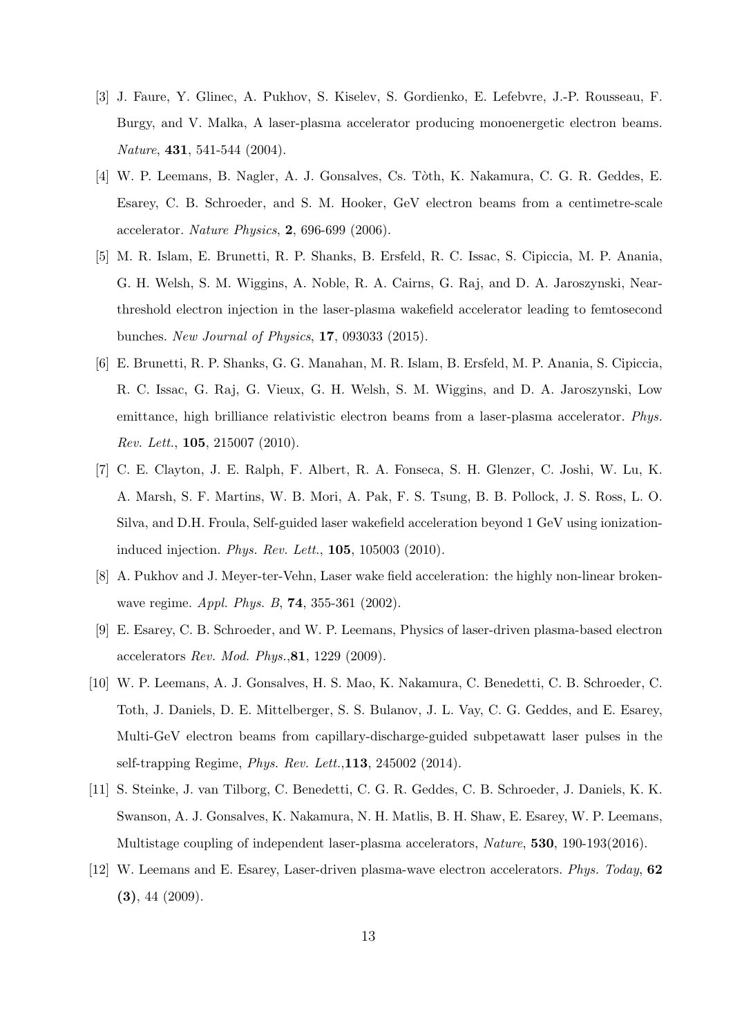[3] J. Faure, Y. Glinec, A. Pukhov, S. Kiselev, S. Gordienko, E. Lefebvre, J.-P. Rousseau, F. Burgy, and V. Malka, A laser-plasma accelerator producing monoenergetic electron beams. *Nature*, **431**, 541-544 (2004).

[4] W. P. Leemans, B. Nagler, A. J. Gonsalves, Cs. Tòth, K. Nakamura, C. G. R. Geddes, E. Esarey, C. B. Schroeder, and S. M. Hooker, GeV electron beams from a centimetre-scale accelerator. *Nature Physics*, **2**, 696-699 (2006).

[5] M. R. Islam, E. Brunetti, R. P. Shanks, B. Ersfeld, R. C. Issac, S. Cipiccia, M. P. Anania, G. H. Welsh, S. M. Wiggins, A. Noble, R. A. Cairns, G. Raj, and D. A. Jaroszynski, Near-threshold electron injection in the laser-plasma wakefield accelerator leading to femtosecond bunches. *New Journal of Physics*, **17**, 093033 (2015).

[6] E. Brunetti, R. P. Shanks, G. G. Manahan, M. R. Islam, B. Ersfeld, M. P. Anania, S. Cipiccia, R. C. Issac, G. Raj, G. Vieux, G. H. Welsh, S. M. Wiggins, and D. A. Jaroszynski, Low emittance, high brilliance relativistic electron beams from a laser-plasma accelerator. *Phys. Rev. Lett.*, **105**, 215007 (2010).

[7] C. E. Clayton, J. E. Ralph, F. Albert, R. A. Fonseca, S. H. Glenzer, C. Joshi, W. Lu, K. A. Marsh, S. F. Martins, W. B. Mori, A. Pak, F. S. Tsung, B. B. Pollock, J. S. Ross, L. O. Silva, and D.H. Froula, Self-guided laser wakefield acceleration beyond 1 GeV using ionization-induced injection. *Phys. Rev. Lett.*, **105**, 105003 (2010).

[8] A. Pukhov and J. Meyer-ter-Vehn, Laser wake field acceleration: the highly non-linear broken-wave regime. *Appl. Phys. B*, **74**, 355-361 (2002).

[9] E. Esarey, C. B. Schroeder, and W. P. Leemans, Physics of laser-driven plasma-based electron accelerators *Rev. Mod. Phys.*,**81**, 1229 (2009).

[10] W. P. Leemans, A. J. Gonsalves, H. S. Mao, K. Nakamura, C. Benedetti, C. B. Schroeder, C. Toth, J. Daniels, D. E. Mittelberger, S. S. Bulanov, J. L. Vay, C. G. Geddes, and E. Esarey, Multi-GeV electron beams from capillary-discharge-guided subpetawatt laser pulses in the self-trapping Regime, *Phys. Rev. Lett.*,**113**, 245002 (2014).

[11] S. Steinke, J. van Tilborg, C. Benedetti, C. G. R. Geddes, C. B. Schroeder, J. Daniels, K. K. Swanson, A. J. Gonsalves, K. Nakamura, N. H. Matlis, B. H. Shaw, E. Esarey, W. P. Leemans, Multistage coupling of independent laser-plasma accelerators, *Nature*, **530**, 190-193(2016).

[12] W. Leemans and E. Esarey, Laser-driven plasma-wave electron accelerators. *Phys. Today*, **62 (3)**, 44 (2009).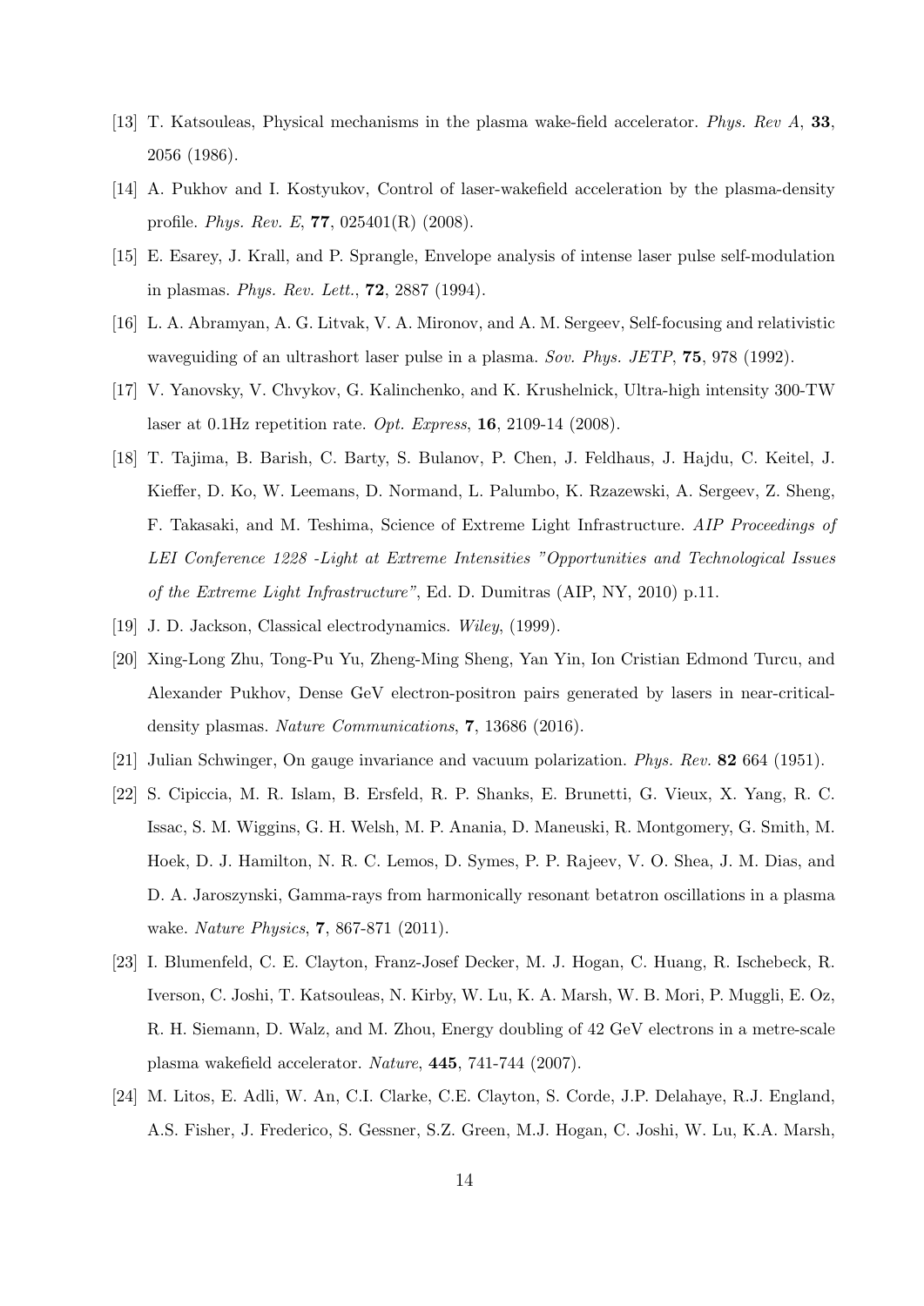[13] T. Katsouleas, Physical mechanisms in the plasma wake-field accelerator. *Phys. Rev A*, **33**, 2056 (1986).

[14] A. Pukhov and I. Kostyukov, Control of laser-wakefield acceleration by the plasma-density profile. *Phys. Rev. E*, **77**, 025401(R) (2008).

[15] E. Esarey, J. Krall, and P. Sprangle, Envelope analysis of intense laser pulse self-modulation in plasmas. *Phys. Rev. Lett.*, **72**, 2887 (1994).

[16] L. A. Abramyan, A. G. Litvak, V. A. Mironov, and A. M. Sergeev, Self-focusing and relativistic waveguiding of an ultrashort laser pulse in a plasma. *Sov. Phys. JETP*, **75**, 978 (1992).

[17] V. Yanovsky, V. Chvykov, G. Kalinchenko, and K. Krushelnick, Ultra-high intensity 300-TW laser at 0.1Hz repetition rate. *Opt. Express*, **16**, 2109-14 (2008).

[18] T. Tajima, B. Barish, C. Barty, S. Bulanov, P. Chen, J. Feldhaus, J. Hajdu, C. Keitel, J. Kieffer, D. Ko, W. Leemans, D. Normand, L. Palumbo, K. Rzazewski, A. Sergeev, Z. Sheng, F. Takasaki, and M. Teshima, Science of Extreme Light Infrastructure. *AIP Proceedings of LEI Conference 1228 -Light at Extreme Intensities "Opportunities and Technological Issues of the Extreme Light Infrastructure"*, Ed. D. Dumitras (AIP, NY, 2010) p.11.

[19] J. D. Jackson, Classical electrodynamics. *Wiley*, (1999).

[20] Xing-Long Zhu, Tong-Pu Yu, Zheng-Ming Sheng, Yan Yin, Ion Cristian Edmond Turcu, and Alexander Pukhov, Dense GeV electron-positron pairs generated by lasers in near-critical-density plasmas. *Nature Communications*, **7**, 13686 (2016).

[21] Julian Schwinger, On gauge invariance and vacuum polarization. *Phys. Rev.* **82** 664 (1951).

[22] S. Cipiccia, M. R. Islam, B. Ersfeld, R. P. Shanks, E. Brunetti, G. Vieux, X. Yang, R. C. Issac, S. M. Wiggins, G. H. Welsh, M. P. Anania, D. Maneuski, R. Montgomery, G. Smith, M. Hoek, D. J. Hamilton, N. R. C. Lemos, D. Symes, P. P. Rajeev, V. O. Shea, J. M. Dias, and D. A. Jaroszynski, Gamma-rays from harmonically resonant betatron oscillations in a plasma wake. *Nature Physics*, **7**, 867-871 (2011).

[23] I. Blumenfeld, C. E. Clayton, Franz-Josef Decker, M. J. Hogan, C. Huang, R. Ischebeck, R. Iverson, C. Joshi, T. Katsouleas, N. Kirby, W. Lu, K. A. Marsh, W. B. Mori, P. Muggli, E. Oz, R. H. Siemann, D. Walz, and M. Zhou, Energy doubling of 42 GeV electrons in a metre-scale plasma wakefield accelerator. *Nature*, **445**, 741-744 (2007).

[24] M. Litos, E. Adli, W. An, C.I. Clarke, C.E. Clayton, S. Corde, J.P. Delahaye, R.J. England, A.S. Fisher, J. Frederico, S. Gessner, S.Z. Green, M.J. Hogan, C. Joshi, W. Lu, K.A. Marsh,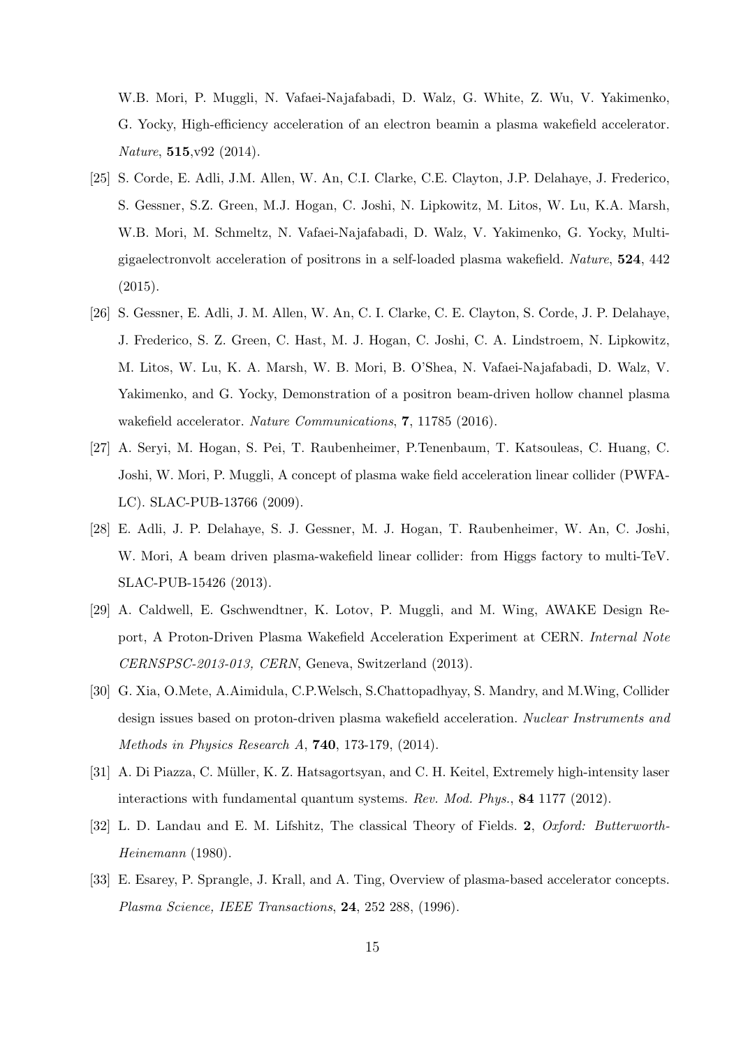W.B. Mori, P. Muggli, N. Vafaei-Najafabadi, D. Walz, G. White, Z. Wu, V. Yakimenko, G. Yocky, High-efficiency acceleration of an electron beamin a plasma wakefield accelerator. *Nature*, **515**,v92 (2014).

[25] S. Corde, E. Adli, J.M. Allen, W. An, C.I. Clarke, C.E. Clayton, J.P. Delahaye, J. Frederico, S. Gessner, S.Z. Green, M.J. Hogan, C. Joshi, N. Lipkowitz, M. Litos, W. Lu, K.A. Marsh, W.B. Mori, M. Schmeltz, N. Vafaei-Najafabadi, D. Walz, V. Yakimenko, G. Yocky, Multi-gigaelectronvolt acceleration of positrons in a self-loaded plasma wakefield. *Nature*, **524**, 442 (2015).

[26] S. Gessner, E. Adli, J. M. Allen, W. An, C. I. Clarke, C. E. Clayton, S. Corde, J. P. Delahaye, J. Frederico, S. Z. Green, C. Hast, M. J. Hogan, C. Joshi, C. A. Lindstroem, N. Lipkowitz, M. Litos, W. Lu, K. A. Marsh, W. B. Mori, B. O'Shea, N. Vafaei-Najafabadi, D. Walz, V. Yakimenko, and G. Yocky, Demonstration of a positron beam-driven hollow channel plasma wakefield accelerator. *Nature Communications*, **7**, 11785 (2016).

[27] A. Seryi, M. Hogan, S. Pei, T. Raubenheimer, P.Tenenbaum, T. Katsouleas, C. Huang, C. Joshi, W. Mori, P. Muggli, A concept of plasma wake field acceleration linear collider (PWFA-LC). SLAC-PUB-13766 (2009).

[28] E. Adli, J. P. Delahaye, S. J. Gessner, M. J. Hogan, T. Raubenheimer, W. An, C. Joshi, W. Mori, A beam driven plasma-wakefield linear collider: from Higgs factory to multi-TeV. SLAC-PUB-15426 (2013).

[29] A. Caldwell, E. Gschwendtner, K. Lotov, P. Muggli, and M. Wing, AWAKE Design Report, A Proton-Driven Plasma Wakefield Acceleration Experiment at CERN. *Internal Note CERNSPSC-2013-013, CERN*, Geneva, Switzerland (2013).

[30] G. Xia, O.Mete, A.Aimidula, C.P.Welsch, S.Chattopadhyay, S. Mandry, and M.Wing, Collider design issues based on proton-driven plasma wakefield acceleration. *Nuclear Instruments and Methods in Physics Research A*, **740**, 173-179, (2014).

[31] A. Di Piazza, C. Müller, K. Z. Hatsagortsyan, and C. H. Keitel, Extremely high-intensity laser interactions with fundamental quantum systems. *Rev. Mod. Phys.*, **84** 1177 (2012).

[32] L. D. Landau and E. M. Lifshitz, The classical Theory of Fields. **2**, *Oxford: Butterworth-Heinemann* (1980).

[33] E. Esarey, P. Sprangle, J. Krall, and A. Ting, Overview of plasma-based accelerator concepts. *Plasma Science, IEEE Transactions*, **24**, 252 288, (1996).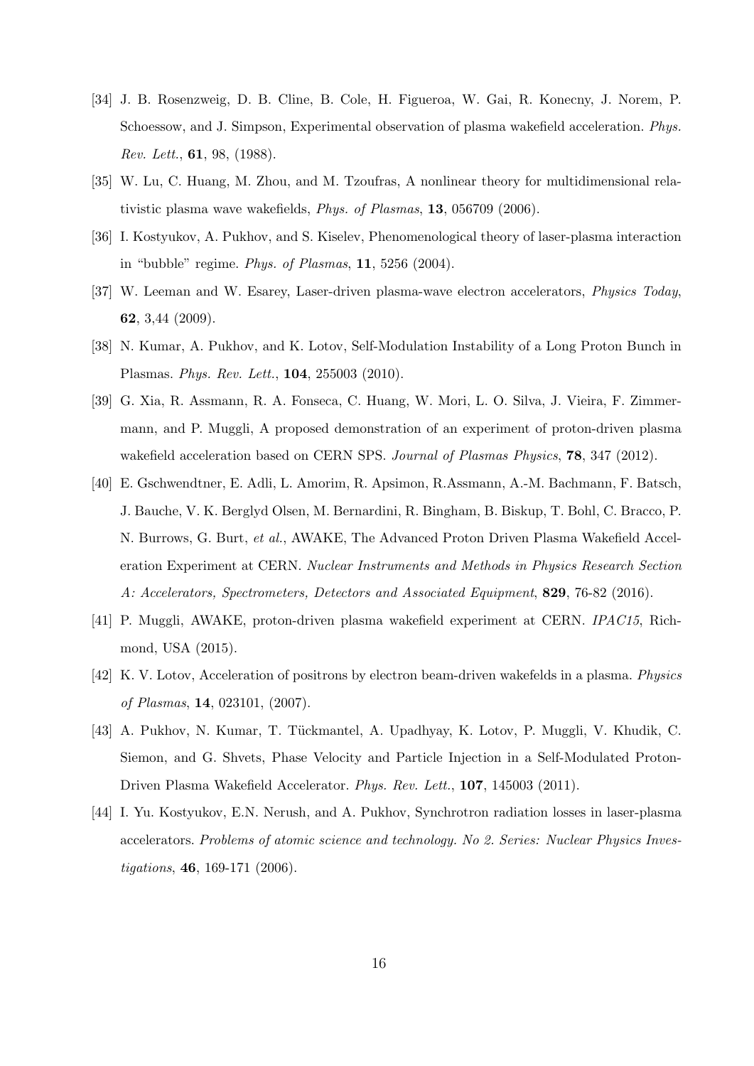[34] J. B. Rosenzweig, D. B. Cline, B. Cole, H. Figueroa, W. Gai, R. Konecny, J. Norem, P. Schoessow, and J. Simpson, Experimental observation of plasma wakefield acceleration. *Phys. Rev. Lett.*, **61**, 98, (1988).

[35] W. Lu, C. Huang, M. Zhou, and M. Tzoufras, A nonlinear theory for multidimensional relativistic plasma wave wakefields, *Phys. of Plasmas*, **13**, 056709 (2006).

[36] I. Kostyukov, A. Pukhov, and S. Kiselev, Phenomenological theory of laser-plasma interaction in "bubble" regime. *Phys. of Plasmas*, **11**, 5256 (2004).

[37] W. Leeman and W. Esarey, Laser-driven plasma-wave electron accelerators, *Physics Today*, **62**, 3,44 (2009).

[38] N. Kumar, A. Pukhov, and K. Lotov, Self-Modulation Instability of a Long Proton Bunch in Plasmas. *Phys. Rev. Lett.*, **104**, 255003 (2010).

[39] G. Xia, R. Assmann, R. A. Fonseca, C. Huang, W. Mori, L. O. Silva, J. Vieira, F. Zimmermann, and P. Muggli, A proposed demonstration of an experiment of proton-driven plasma wakefield acceleration based on CERN SPS. *Journal of Plasmas Physics*, **78**, 347 (2012).

[40] E. Gschwendtner, E. Adli, L. Amorim, R. Apsimon, R.Assmann, A.-M. Bachmann, F. Batsch, J. Bauche, V. K. Berglyd Olsen, M. Bernardini, R. Bingham, B. Biskup, T. Bohl, C. Bracco, P. N. Burrows, G. Burt, *et al.*, AWAKE, The Advanced Proton Driven Plasma Wakefield Acceleration Experiment at CERN. *Nuclear Instruments and Methods in Physics Research Section A: Accelerators, Spectrometers, Detectors and Associated Equipment*, **829**, 76-82 (2016).

[41] P. Muggli, AWAKE, proton-driven plasma wakefield experiment at CERN. *IPAC15*, Richmond, USA (2015).

[42] K. V. Lotov, Acceleration of positrons by electron beam-driven wakefelds in a plasma. *Physics of Plasmas*, **14**, 023101, (2007).

[43] A. Pukhov, N. Kumar, T. Tückmantel, A. Upadhyay, K. Lotov, P. Muggli, V. Khudik, C. Siemon, and G. Shvets, Phase Velocity and Particle Injection in a Self-Modulated Proton-Driven Plasma Wakefield Accelerator. *Phys. Rev. Lett.*, **107**, 145003 (2011).

[44] I. Yu. Kostyukov, E.N. Nerush, and A. Pukhov, Synchrotron radiation losses in laser-plasma accelerators. *Problems of atomic science and technology. No 2. Series: Nuclear Physics Investigations*, **46**, 169-171 (2006).